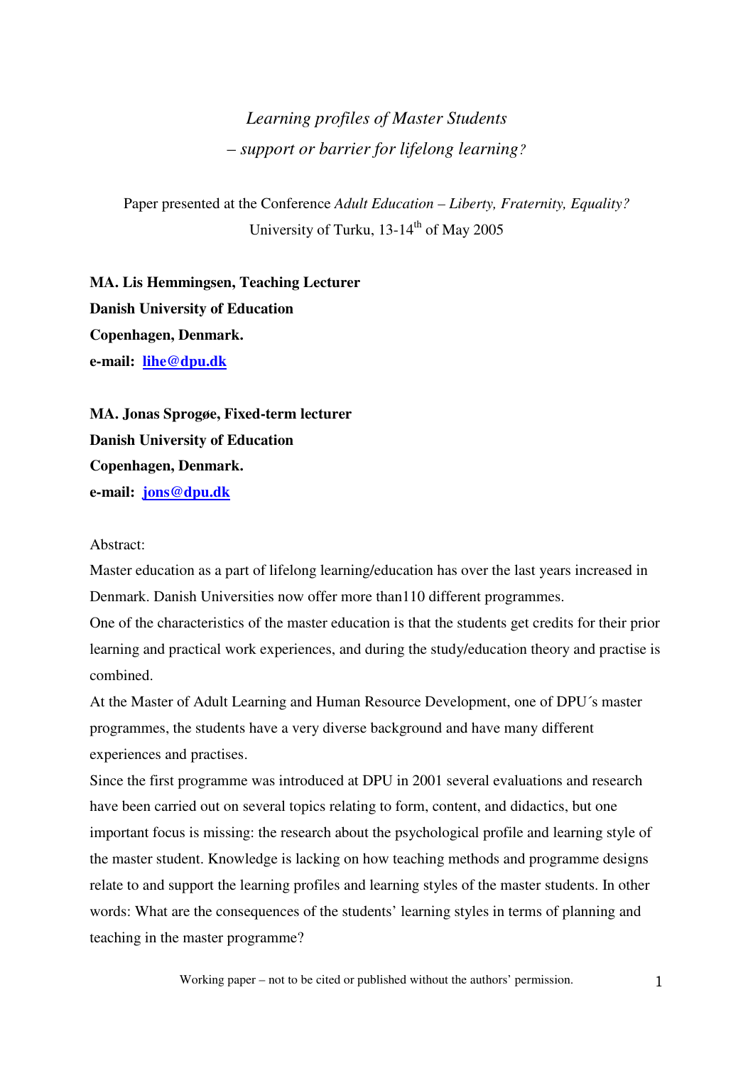# *Learning profiles of Master Students*
# *– support or barrier for lifelong learning?*

Paper presented at the Conference *Adult Education – Liberty, Fraternity, Equality?*
University of Turku, 13-14th of May 2005

**MA. Lis Hemmingsen, Teaching Lecturer**
**Danish University of Education**
**Copenhagen, Denmark.**
**e-mail: lihe@dpu.dk**

**MA. Jonas Sprogøe, Fixed-term lecturer**
**Danish University of Education**
**Copenhagen, Denmark.**
**e-mail: jons@dpu.dk**

Abstract:

Master education as a part of lifelong learning/education has over the last years increased in Denmark. Danish Universities now offer more than110 different programmes.

One of the characteristics of the master education is that the students get credits for their prior learning and practical work experiences, and during the study/education theory and practise is combined.

At the Master of Adult Learning and Human Resource Development, one of DPU´s master programmes, the students have a very diverse background and have many different experiences and practises.

Since the first programme was introduced at DPU in 2001 several evaluations and research have been carried out on several topics relating to form, content, and didactics, but one important focus is missing: the research about the psychological profile and learning style of the master student. Knowledge is lacking on how teaching methods and programme designs relate to and support the learning profiles and learning styles of the master students. In other words: What are the consequences of the students' learning styles in terms of planning and teaching in the master programme?

Working paper – not to be cited or published without the authors' permission.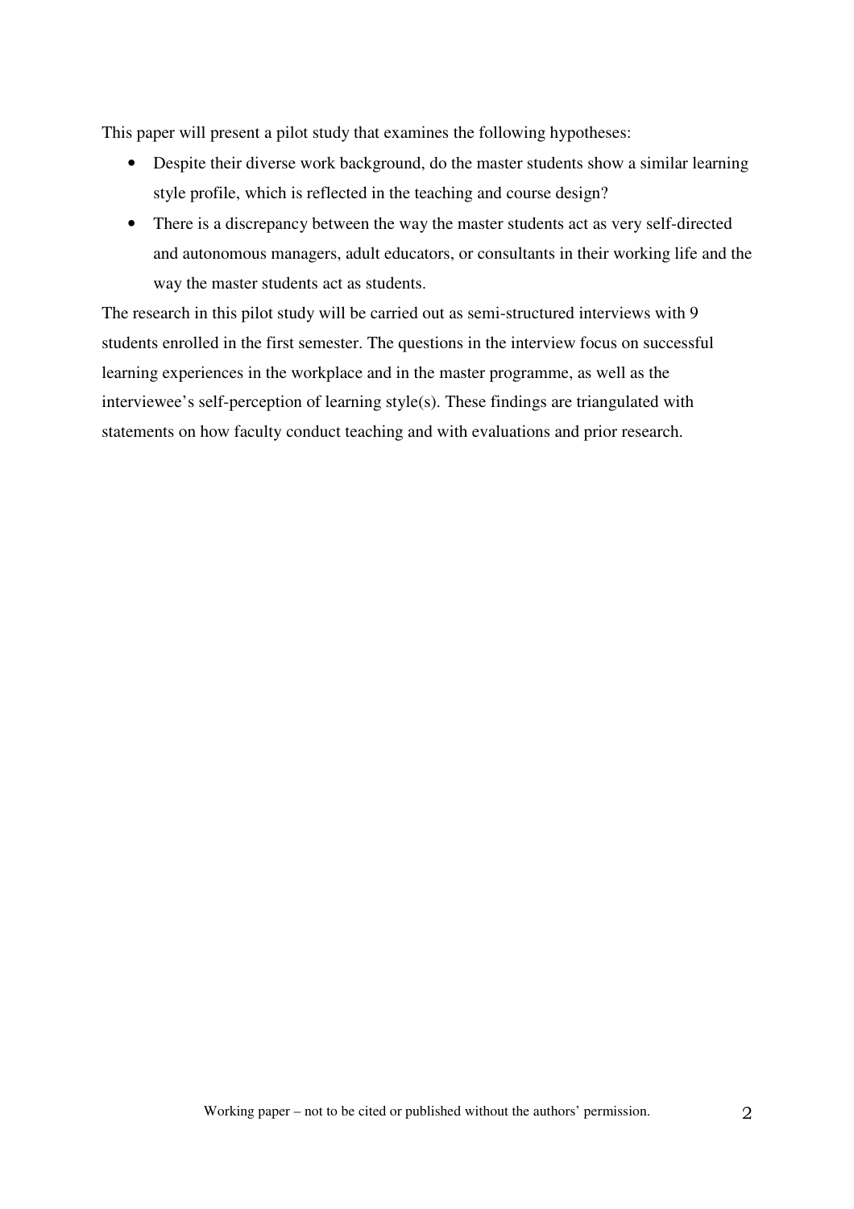This paper will present a pilot study that examines the following hypotheses:

- Despite their diverse work background, do the master students show a similar learning style profile, which is reflected in the teaching and course design?
- There is a discrepancy between the way the master students act as very self-directed and autonomous managers, adult educators, or consultants in their working life and the way the master students act as students.

The research in this pilot study will be carried out as semi-structured interviews with 9 students enrolled in the first semester. The questions in the interview focus on successful learning experiences in the workplace and in the master programme, as well as the interviewee's self-perception of learning style(s). These findings are triangulated with statements on how faculty conduct teaching and with evaluations and prior research.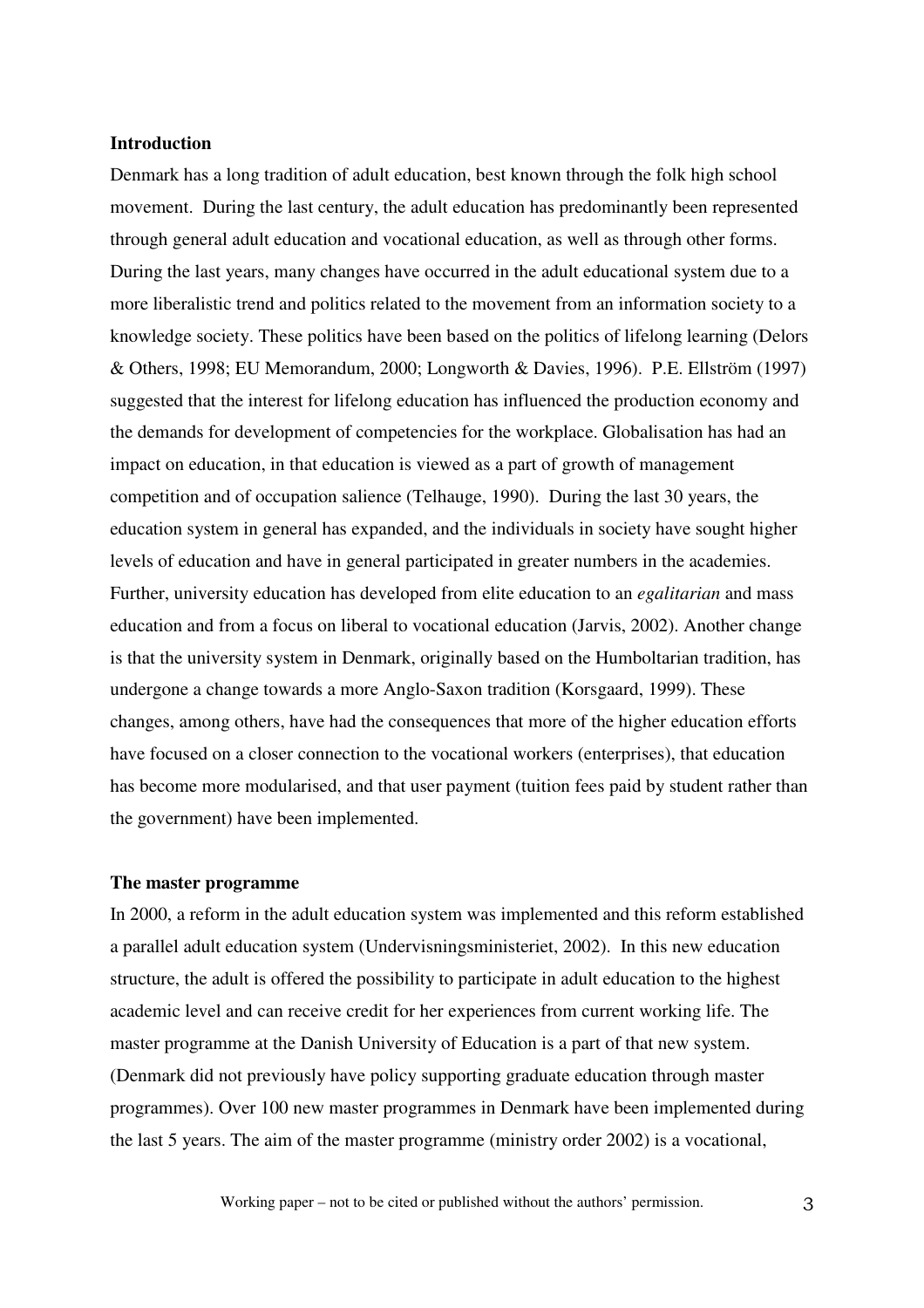## Introduction

Denmark has a long tradition of adult education, best known through the folk high school movement. During the last century, the adult education has predominantly been represented through general adult education and vocational education, as well as through other forms. During the last years, many changes have occurred in the adult educational system due to a more liberalistic trend and politics related to the movement from an information society to a knowledge society. These politics have been based on the politics of lifelong learning (Delors & Others, 1998; EU Memorandum, 2000; Longworth & Davies, 1996). P.E. Ellström (1997) suggested that the interest for lifelong education has influenced the production economy and the demands for development of competencies for the workplace. Globalisation has had an impact on education, in that education is viewed as a part of growth of management competition and of occupation salience (Telhauge, 1990). During the last 30 years, the education system in general has expanded, and the individuals in society have sought higher levels of education and have in general participated in greater numbers in the academies. Further, university education has developed from elite education to an *egalitarian* and mass education and from a focus on liberal to vocational education (Jarvis, 2002). Another change is that the university system in Denmark, originally based on the Humboltarian tradition, has undergone a change towards a more Anglo-Saxon tradition (Korsgaard, 1999). These changes, among others, have had the consequences that more of the higher education efforts have focused on a closer connection to the vocational workers (enterprises), that education has become more modularised, and that user payment (tuition fees paid by student rather than the government) have been implemented.

## The master programme

In 2000, a reform in the adult education system was implemented and this reform established a parallel adult education system (Undervisningsministeriet, 2002). In this new education structure, the adult is offered the possibility to participate in adult education to the highest academic level and can receive credit for her experiences from current working life. The master programme at the Danish University of Education is a part of that new system. (Denmark did not previously have policy supporting graduate education through master programmes). Over 100 new master programmes in Denmark have been implemented during the last 5 years. The aim of the master programme (ministry order 2002) is a vocational,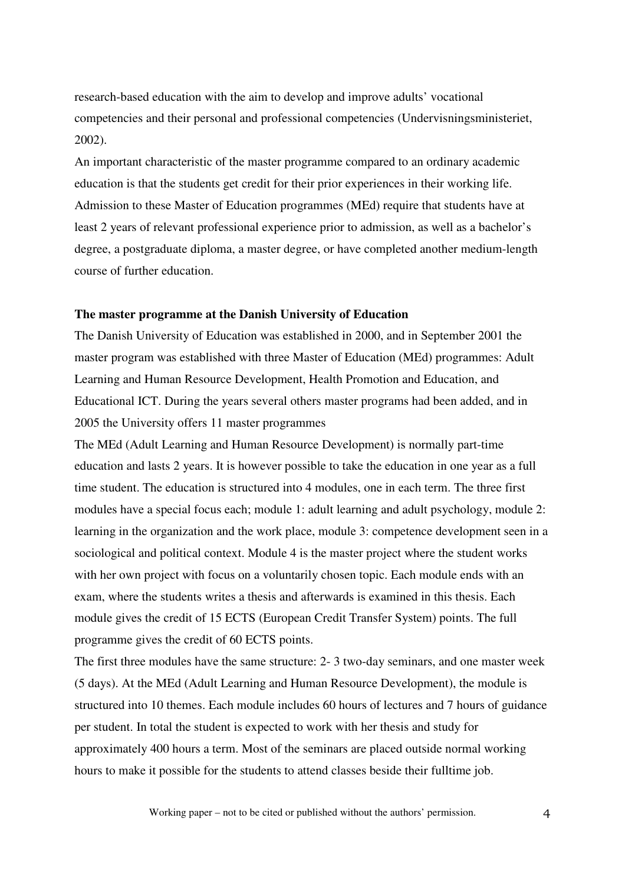research-based education with the aim to develop and improve adults' vocational competencies and their personal and professional competencies (Undervisningsministeriet, 2002).

An important characteristic of the master programme compared to an ordinary academic education is that the students get credit for their prior experiences in their working life. Admission to these Master of Education programmes (MEd) require that students have at least 2 years of relevant professional experience prior to admission, as well as a bachelor's degree, a postgraduate diploma, a master degree, or have completed another medium-length course of further education.

**The master programme at the Danish University of Education**

The Danish University of Education was established in 2000, and in September 2001 the master program was established with three Master of Education (MEd) programmes: Adult Learning and Human Resource Development, Health Promotion and Education, and Educational ICT. During the years several others master programs had been added, and in 2005 the University offers 11 master programmes

The MEd (Adult Learning and Human Resource Development) is normally part-time education and lasts 2 years. It is however possible to take the education in one year as a full time student. The education is structured into 4 modules, one in each term. The three first modules have a special focus each; module 1: adult learning and adult psychology, module 2: learning in the organization and the work place, module 3: competence development seen in a sociological and political context. Module 4 is the master project where the student works with her own project with focus on a voluntarily chosen topic. Each module ends with an exam, where the students writes a thesis and afterwards is examined in this thesis. Each module gives the credit of 15 ECTS (European Credit Transfer System) points. The full programme gives the credit of 60 ECTS points.

The first three modules have the same structure: 2- 3 two-day seminars, and one master week (5 days). At the MEd (Adult Learning and Human Resource Development), the module is structured into 10 themes. Each module includes 60 hours of lectures and 7 hours of guidance per student. In total the student is expected to work with her thesis and study for approximately 400 hours a term. Most of the seminars are placed outside normal working hours to make it possible for the students to attend classes beside their fulltime job.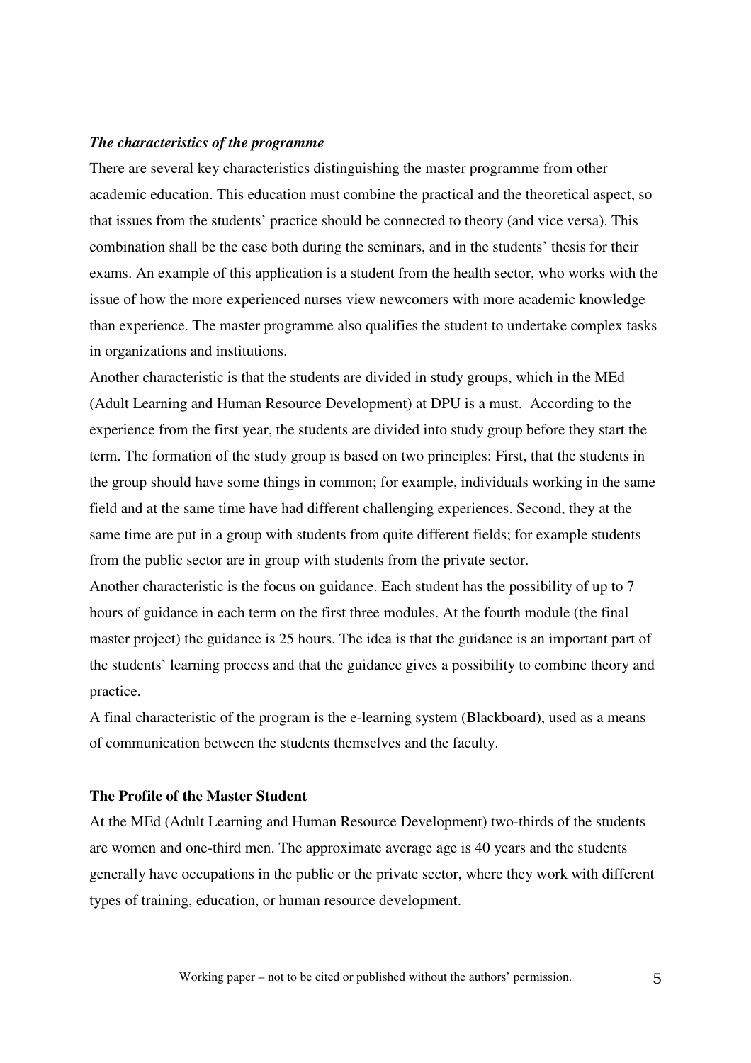***The characteristics of the programme***

There are several key characteristics distinguishing the master programme from other academic education. This education must combine the practical and the theoretical aspect, so that issues from the students' practice should be connected to theory (and vice versa). This combination shall be the case both during the seminars, and in the students' thesis for their exams. An example of this application is a student from the health sector, who works with the issue of how the more experienced nurses view newcomers with more academic knowledge than experience. The master programme also qualifies the student to undertake complex tasks in organizations and institutions.

Another characteristic is that the students are divided in study groups, which in the MEd (Adult Learning and Human Resource Development) at DPU is a must. According to the experience from the first year, the students are divided into study group before they start the term. The formation of the study group is based on two principles: First, that the students in the group should have some things in common; for example, individuals working in the same field and at the same time have had different challenging experiences. Second, they at the same time are put in a group with students from quite different fields; for example students from the public sector are in group with students from the private sector.

Another characteristic is the focus on guidance. Each student has the possibility of up to 7 hours of guidance in each term on the first three modules. At the fourth module (the final master project) the guidance is 25 hours. The idea is that the guidance is an important part of the students` learning process and that the guidance gives a possibility to combine theory and practice.

A final characteristic of the program is the e-learning system (Blackboard), used as a means of communication between the students themselves and the faculty.

**The Profile of the Master Student**

At the MEd (Adult Learning and Human Resource Development) two-thirds of the students are women and one-third men. The approximate average age is 40 years and the students generally have occupations in the public or the private sector, where they work with different types of training, education, or human resource development.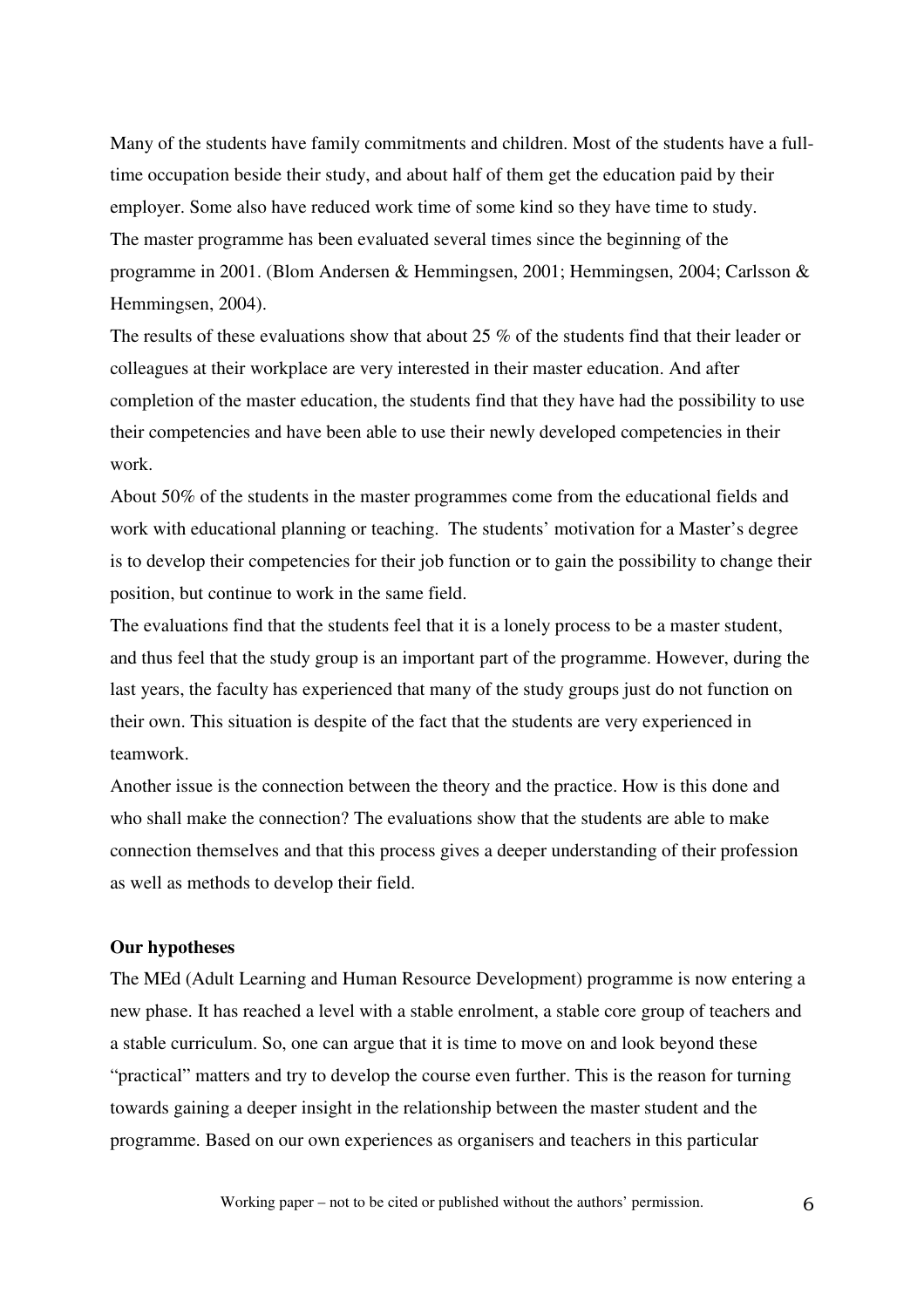Many of the students have family commitments and children. Most of the students have a full-time occupation beside their study, and about half of them get the education paid by their employer. Some also have reduced work time of some kind so they have time to study.
The master programme has been evaluated several times since the beginning of the programme in 2001. (Blom Andersen & Hemmingsen, 2001; Hemmingsen, 2004; Carlsson & Hemmingsen, 2004).

The results of these evaluations show that about 25 % of the students find that their leader or colleagues at their workplace are very interested in their master education. And after completion of the master education, the students find that they have had the possibility to use their competencies and have been able to use their newly developed competencies in their work.

About 50% of the students in the master programmes come from the educational fields and work with educational planning or teaching. The students' motivation for a Master's degree is to develop their competencies for their job function or to gain the possibility to change their position, but continue to work in the same field.

The evaluations find that the students feel that it is a lonely process to be a master student, and thus feel that the study group is an important part of the programme. However, during the last years, the faculty has experienced that many of the study groups just do not function on their own. This situation is despite of the fact that the students are very experienced in teamwork.

Another issue is the connection between the theory and the practice. How is this done and who shall make the connection? The evaluations show that the students are able to make connection themselves and that this process gives a deeper understanding of their profession as well as methods to develop their field.

**Our hypotheses**

The MEd (Adult Learning and Human Resource Development) programme is now entering a new phase. It has reached a level with a stable enrolment, a stable core group of teachers and a stable curriculum. So, one can argue that it is time to move on and look beyond these "practical" matters and try to develop the course even further. This is the reason for turning towards gaining a deeper insight in the relationship between the master student and the programme. Based on our own experiences as organisers and teachers in this particular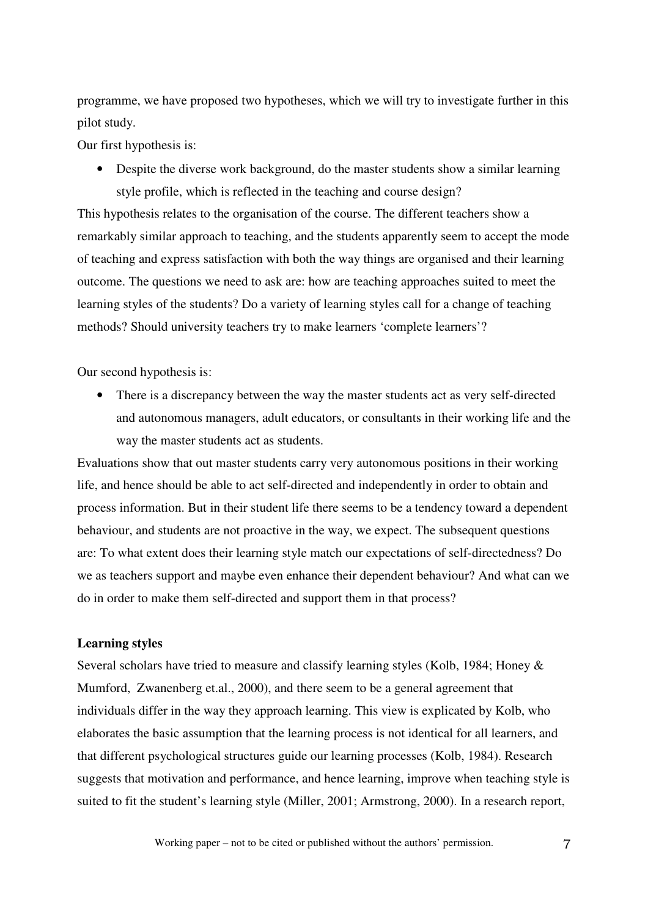programme, we have proposed two hypotheses, which we will try to investigate further in this pilot study.

Our first hypothesis is:

- Despite the diverse work background, do the master students show a similar learning style profile, which is reflected in the teaching and course design?

This hypothesis relates to the organisation of the course. The different teachers show a remarkably similar approach to teaching, and the students apparently seem to accept the mode of teaching and express satisfaction with both the way things are organised and their learning outcome. The questions we need to ask are: how are teaching approaches suited to meet the learning styles of the students? Do a variety of learning styles call for a change of teaching methods? Should university teachers try to make learners 'complete learners'?

Our second hypothesis is:

- There is a discrepancy between the way the master students act as very self-directed and autonomous managers, adult educators, or consultants in their working life and the way the master students act as students.

Evaluations show that out master students carry very autonomous positions in their working life, and hence should be able to act self-directed and independently in order to obtain and process information. But in their student life there seems to be a tendency toward a dependent behaviour, and students are not proactive in the way, we expect. The subsequent questions are: To what extent does their learning style match our expectations of self-directedness? Do we as teachers support and maybe even enhance their dependent behaviour? And what can we do in order to make them self-directed and support them in that process?

**Learning styles**

Several scholars have tried to measure and classify learning styles (Kolb, 1984; Honey & Mumford, Zwanenberg et.al., 2000), and there seem to be a general agreement that individuals differ in the way they approach learning. This view is explicated by Kolb, who elaborates the basic assumption that the learning process is not identical for all learners, and that different psychological structures guide our learning processes (Kolb, 1984). Research suggests that motivation and performance, and hence learning, improve when teaching style is suited to fit the student's learning style (Miller, 2001; Armstrong, 2000). In a research report,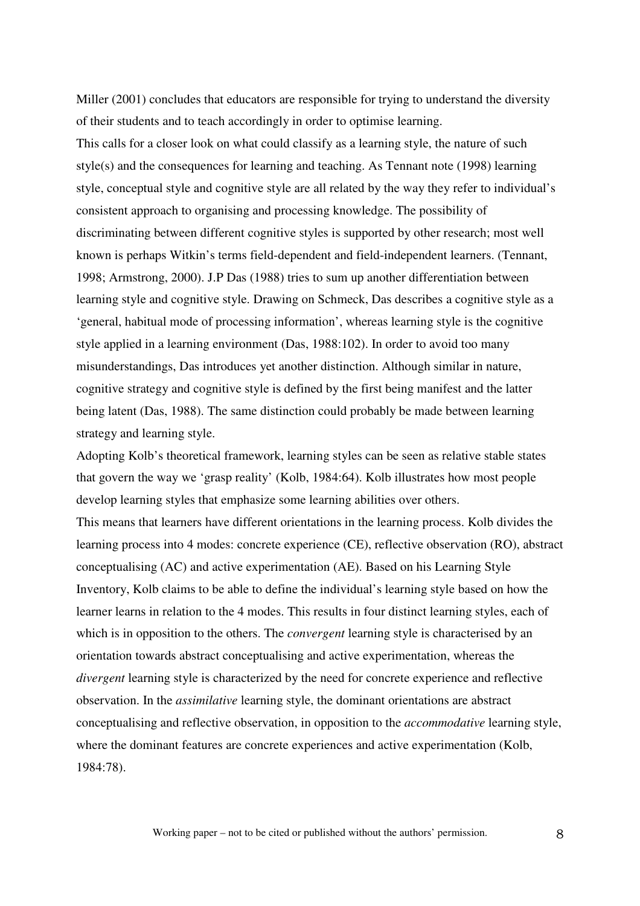Miller (2001) concludes that educators are responsible for trying to understand the diversity of their students and to teach accordingly in order to optimise learning.

This calls for a closer look on what could classify as a learning style, the nature of such style(s) and the consequences for learning and teaching. As Tennant note (1998) learning style, conceptual style and cognitive style are all related by the way they refer to individual's consistent approach to organising and processing knowledge. The possibility of discriminating between different cognitive styles is supported by other research; most well known is perhaps Witkin's terms field-dependent and field-independent learners. (Tennant, 1998; Armstrong, 2000). J.P Das (1988) tries to sum up another differentiation between learning style and cognitive style. Drawing on Schmeck, Das describes a cognitive style as a 'general, habitual mode of processing information', whereas learning style is the cognitive style applied in a learning environment (Das, 1988:102). In order to avoid too many misunderstandings, Das introduces yet another distinction. Although similar in nature, cognitive strategy and cognitive style is defined by the first being manifest and the latter being latent (Das, 1988). The same distinction could probably be made between learning strategy and learning style.

Adopting Kolb's theoretical framework, learning styles can be seen as relative stable states that govern the way we 'grasp reality' (Kolb, 1984:64). Kolb illustrates how most people develop learning styles that emphasize some learning abilities over others.

This means that learners have different orientations in the learning process. Kolb divides the learning process into 4 modes: concrete experience (CE), reflective observation (RO), abstract conceptualising (AC) and active experimentation (AE). Based on his Learning Style Inventory, Kolb claims to be able to define the individual's learning style based on how the learner learns in relation to the 4 modes. This results in four distinct learning styles, each of which is in opposition to the others. The *convergent* learning style is characterised by an orientation towards abstract conceptualising and active experimentation, whereas the *divergent* learning style is characterized by the need for concrete experience and reflective observation. In the *assimilative* learning style, the dominant orientations are abstract conceptualising and reflective observation, in opposition to the *accommodative* learning style, where the dominant features are concrete experiences and active experimentation (Kolb, 1984:78).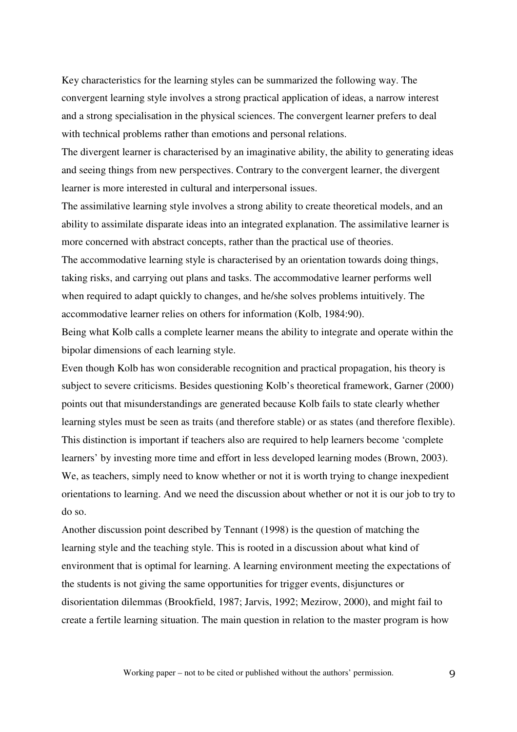Key characteristics for the learning styles can be summarized the following way. The convergent learning style involves a strong practical application of ideas, a narrow interest and a strong specialisation in the physical sciences. The convergent learner prefers to deal with technical problems rather than emotions and personal relations.

The divergent learner is characterised by an imaginative ability, the ability to generating ideas and seeing things from new perspectives. Contrary to the convergent learner, the divergent learner is more interested in cultural and interpersonal issues.

The assimilative learning style involves a strong ability to create theoretical models, and an ability to assimilate disparate ideas into an integrated explanation. The assimilative learner is more concerned with abstract concepts, rather than the practical use of theories.

The accommodative learning style is characterised by an orientation towards doing things, taking risks, and carrying out plans and tasks. The accommodative learner performs well when required to adapt quickly to changes, and he/she solves problems intuitively. The accommodative learner relies on others for information (Kolb, 1984:90).

Being what Kolb calls a complete learner means the ability to integrate and operate within the bipolar dimensions of each learning style.

Even though Kolb has won considerable recognition and practical propagation, his theory is subject to severe criticisms. Besides questioning Kolb's theoretical framework, Garner (2000) points out that misunderstandings are generated because Kolb fails to state clearly whether learning styles must be seen as traits (and therefore stable) or as states (and therefore flexible). This distinction is important if teachers also are required to help learners become 'complete learners' by investing more time and effort in less developed learning modes (Brown, 2003). We, as teachers, simply need to know whether or not it is worth trying to change inexpedient orientations to learning. And we need the discussion about whether or not it is our job to try to do so.

Another discussion point described by Tennant (1998) is the question of matching the learning style and the teaching style. This is rooted in a discussion about what kind of environment that is optimal for learning. A learning environment meeting the expectations of the students is not giving the same opportunities for trigger events, disjunctures or disorientation dilemmas (Brookfield, 1987; Jarvis, 1992; Mezirow, 2000), and might fail to create a fertile learning situation. The main question in relation to the master program is how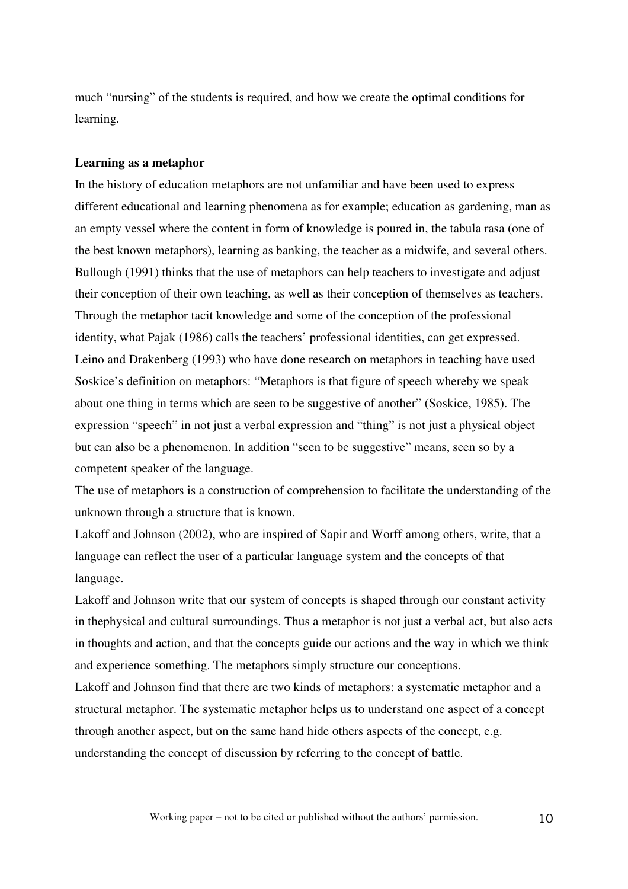much “nursing” of the students is required, and how we create the optimal conditions for learning.

**Learning as a metaphor**

In the history of education metaphors are not unfamiliar and have been used to express different educational and learning phenomena as for example; education as gardening, man as an empty vessel where the content in form of knowledge is poured in, the tabula rasa (one of the best known metaphors), learning as banking, the teacher as a midwife, and several others. Bullough (1991) thinks that the use of metaphors can help teachers to investigate and adjust their conception of their own teaching, as well as their conception of themselves as teachers. Through the metaphor tacit knowledge and some of the conception of the professional identity, what Pajak (1986) calls the teachers’ professional identities, can get expressed. Leino and Drakenberg (1993) who have done research on metaphors in teaching have used Soskice’s definition on metaphors: “Metaphors is that figure of speech whereby we speak about one thing in terms which are seen to be suggestive of another” (Soskice, 1985). The expression “speech” in not just a verbal expression and “thing” is not just a physical object but can also be a phenomenon. In addition “seen to be suggestive” means, seen so by a competent speaker of the language.

The use of metaphors is a construction of comprehension to facilitate the understanding of the unknown through a structure that is known.

Lakoff and Johnson (2002), who are inspired of Sapir and Worff among others, write, that a language can reflect the user of a particular language system and the concepts of that language.

Lakoff and Johnson write that our system of concepts is shaped through our constant activity in thephysical and cultural surroundings. Thus a metaphor is not just a verbal act, but also acts in thoughts and action, and that the concepts guide our actions and the way in which we think and experience something. The metaphors simply structure our conceptions.

Lakoff and Johnson find that there are two kinds of metaphors: a systematic metaphor and a structural metaphor. The systematic metaphor helps us to understand one aspect of a concept through another aspect, but on the same hand hide others aspects of the concept, e.g. understanding the concept of discussion by referring to the concept of battle.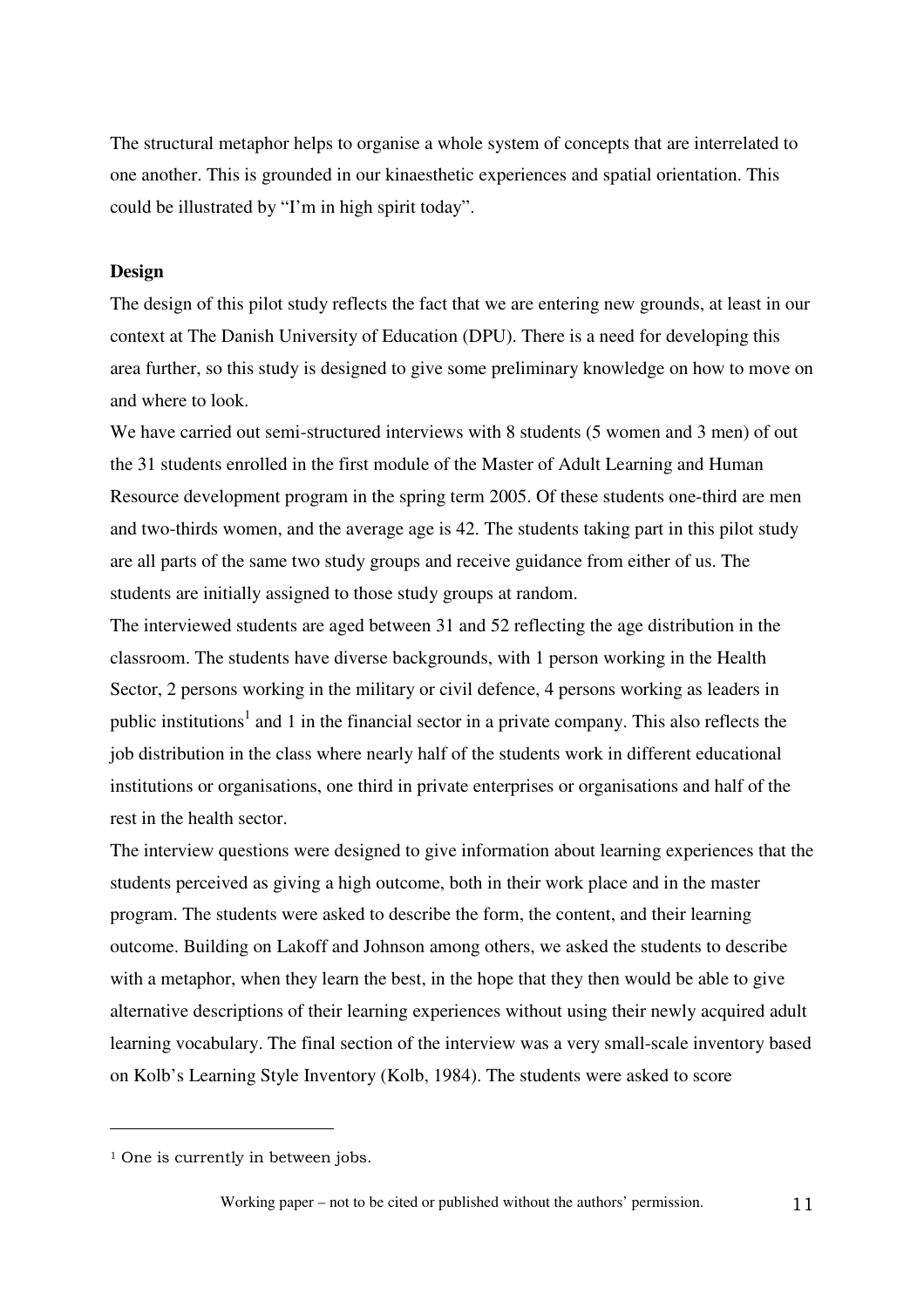The structural metaphor helps to organise a whole system of concepts that are interrelated to one another. This is grounded in our kinaesthetic experiences and spatial orientation. This could be illustrated by "I'm in high spirit today".

**Design**

The design of this pilot study reflects the fact that we are entering new grounds, at least in our context at The Danish University of Education (DPU). There is a need for developing this area further, so this study is designed to give some preliminary knowledge on how to move on and where to look.

We have carried out semi-structured interviews with 8 students (5 women and 3 men) of out the 31 students enrolled in the first module of the Master of Adult Learning and Human Resource development program in the spring term 2005. Of these students one-third are men and two-thirds women, and the average age is 42. The students taking part in this pilot study are all parts of the same two study groups and receive guidance from either of us. The students are initially assigned to those study groups at random.

The interviewed students are aged between 31 and 52 reflecting the age distribution in the classroom. The students have diverse backgrounds, with 1 person working in the Health Sector, 2 persons working in the military or civil defence, 4 persons working as leaders in public institutions[1] and 1 in the financial sector in a private company. This also reflects the job distribution in the class where nearly half of the students work in different educational institutions or organisations, one third in private enterprises or organisations and half of the rest in the health sector.

The interview questions were designed to give information about learning experiences that the students perceived as giving a high outcome, both in their work place and in the master program. The students were asked to describe the form, the content, and their learning outcome. Building on Lakoff and Johnson among others, we asked the students to describe with a metaphor, when they learn the best, in the hope that they then would be able to give alternative descriptions of their learning experiences without using their newly acquired adult learning vocabulary. The final section of the interview was a very small-scale inventory based on Kolb's Learning Style Inventory (Kolb, 1984). The students were asked to score

[1] One is currently in between jobs.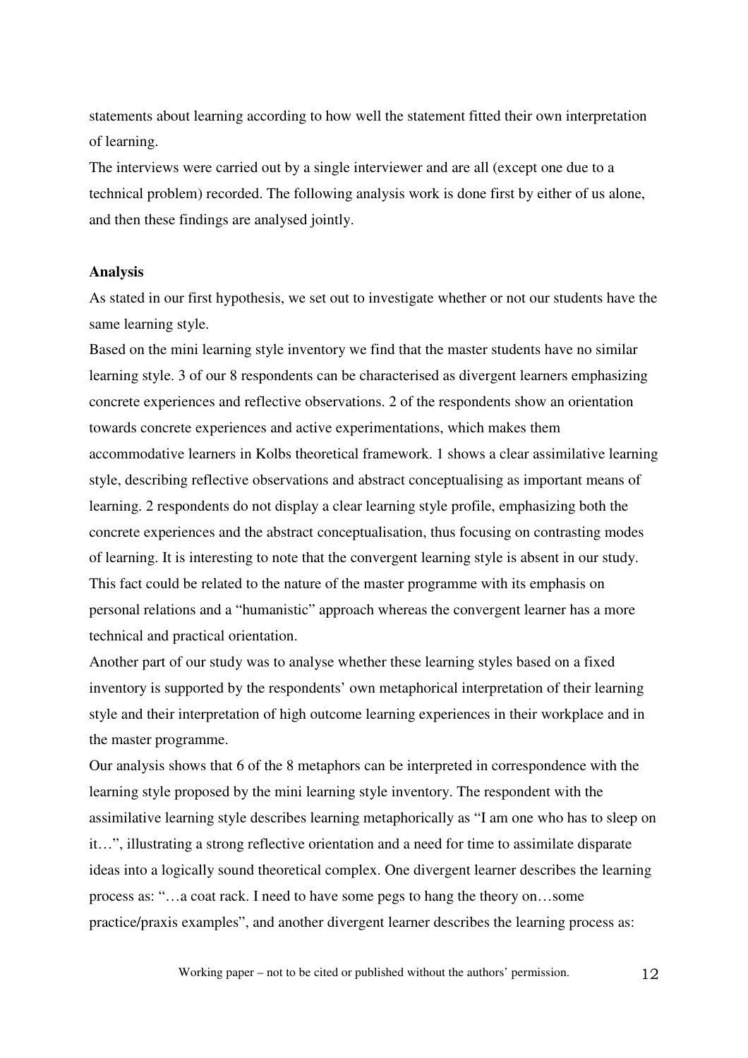statements about learning according to how well the statement fitted their own interpretation of learning.

The interviews were carried out by a single interviewer and are all (except one due to a technical problem) recorded. The following analysis work is done first by either of us alone, and then these findings are analysed jointly.

**Analysis**

As stated in our first hypothesis, we set out to investigate whether or not our students have the same learning style.

Based on the mini learning style inventory we find that the master students have no similar learning style. 3 of our 8 respondents can be characterised as divergent learners emphasizing concrete experiences and reflective observations. 2 of the respondents show an orientation towards concrete experiences and active experimentations, which makes them accommodative learners in Kolbs theoretical framework. 1 shows a clear assimilative learning style, describing reflective observations and abstract conceptualising as important means of learning. 2 respondents do not display a clear learning style profile, emphasizing both the concrete experiences and the abstract conceptualisation, thus focusing on contrasting modes of learning. It is interesting to note that the convergent learning style is absent in our study. This fact could be related to the nature of the master programme with its emphasis on personal relations and a "humanistic" approach whereas the convergent learner has a more technical and practical orientation.

Another part of our study was to analyse whether these learning styles based on a fixed inventory is supported by the respondents' own metaphorical interpretation of their learning style and their interpretation of high outcome learning experiences in their workplace and in the master programme.

Our analysis shows that 6 of the 8 metaphors can be interpreted in correspondence with the learning style proposed by the mini learning style inventory. The respondent with the assimilative learning style describes learning metaphorically as "I am one who has to sleep on it…", illustrating a strong reflective orientation and a need for time to assimilate disparate ideas into a logically sound theoretical complex. One divergent learner describes the learning process as: "…a coat rack. I need to have some pegs to hang the theory on…some practice/praxis examples", and another divergent learner describes the learning process as: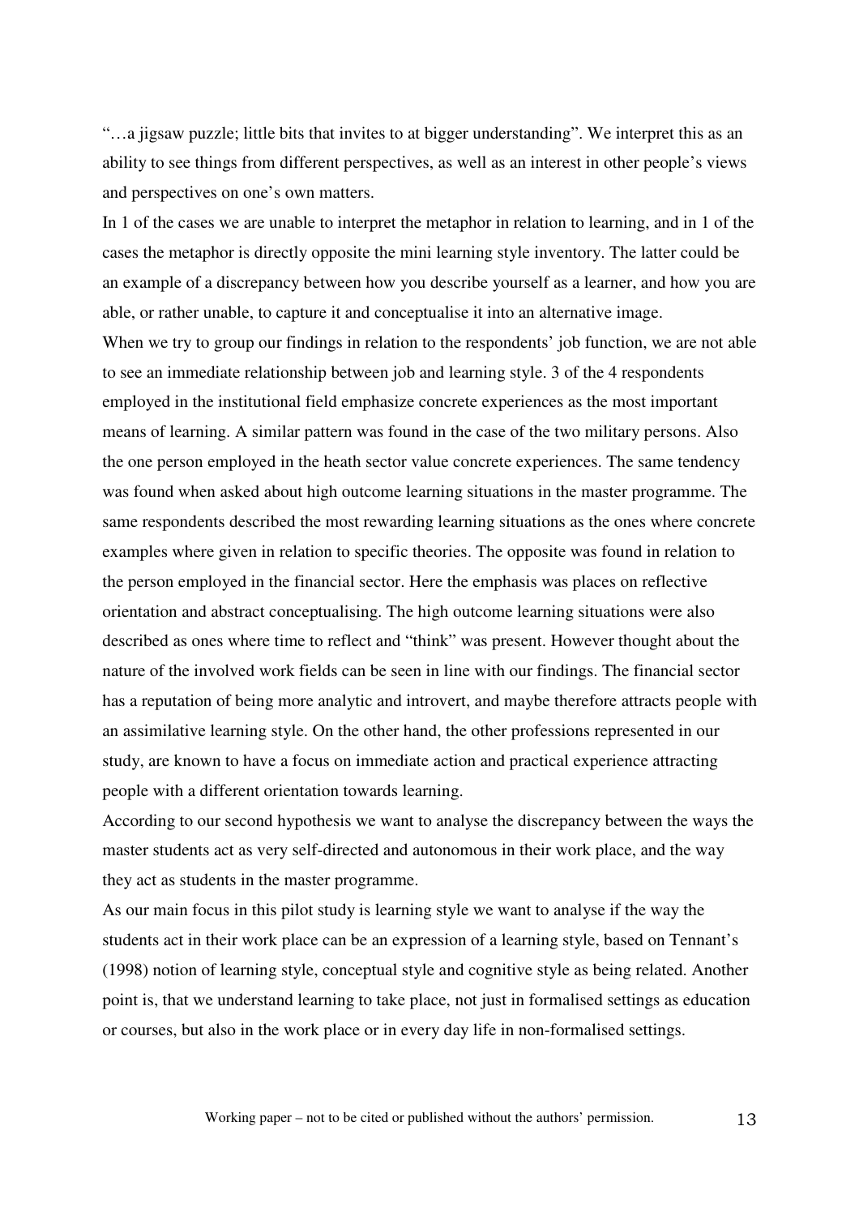"…a jigsaw puzzle; little bits that invites to at bigger understanding". We interpret this as an ability to see things from different perspectives, as well as an interest in other people's views and perspectives on one's own matters.

In 1 of the cases we are unable to interpret the metaphor in relation to learning, and in 1 of the cases the metaphor is directly opposite the mini learning style inventory. The latter could be an example of a discrepancy between how you describe yourself as a learner, and how you are able, or rather unable, to capture it and conceptualise it into an alternative image.

When we try to group our findings in relation to the respondents' job function, we are not able to see an immediate relationship between job and learning style. 3 of the 4 respondents employed in the institutional field emphasize concrete experiences as the most important means of learning. A similar pattern was found in the case of the two military persons. Also the one person employed in the heath sector value concrete experiences. The same tendency was found when asked about high outcome learning situations in the master programme. The same respondents described the most rewarding learning situations as the ones where concrete examples where given in relation to specific theories. The opposite was found in relation to the person employed in the financial sector. Here the emphasis was places on reflective orientation and abstract conceptualising. The high outcome learning situations were also described as ones where time to reflect and "think" was present. However thought about the nature of the involved work fields can be seen in line with our findings. The financial sector has a reputation of being more analytic and introvert, and maybe therefore attracts people with an assimilative learning style. On the other hand, the other professions represented in our study, are known to have a focus on immediate action and practical experience attracting people with a different orientation towards learning.

According to our second hypothesis we want to analyse the discrepancy between the ways the master students act as very self-directed and autonomous in their work place, and the way they act as students in the master programme.

As our main focus in this pilot study is learning style we want to analyse if the way the students act in their work place can be an expression of a learning style, based on Tennant's (1998) notion of learning style, conceptual style and cognitive style as being related. Another point is, that we understand learning to take place, not just in formalised settings as education or courses, but also in the work place or in every day life in non-formalised settings.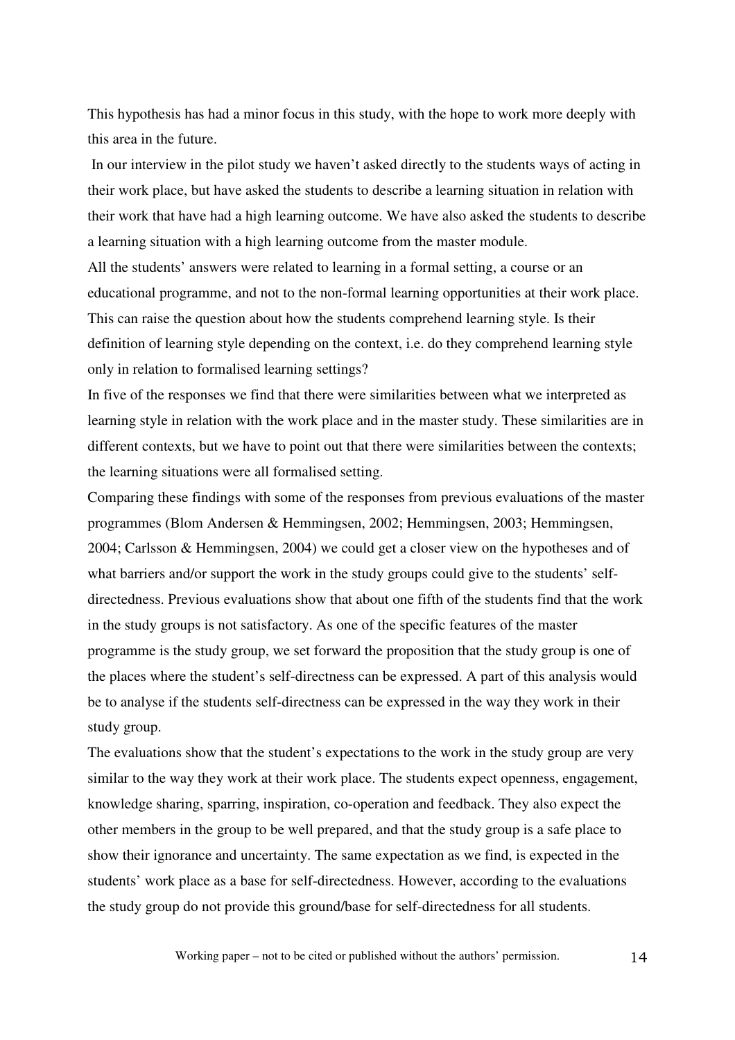This hypothesis has had a minor focus in this study, with the hope to work more deeply with this area in the future.

In our interview in the pilot study we haven't asked directly to the students ways of acting in their work place, but have asked the students to describe a learning situation in relation with their work that have had a high learning outcome. We have also asked the students to describe a learning situation with a high learning outcome from the master module.

All the students' answers were related to learning in a formal setting, a course or an educational programme, and not to the non-formal learning opportunities at their work place. This can raise the question about how the students comprehend learning style. Is their definition of learning style depending on the context, i.e. do they comprehend learning style only in relation to formalised learning settings?

In five of the responses we find that there were similarities between what we interpreted as learning style in relation with the work place and in the master study. These similarities are in different contexts, but we have to point out that there were similarities between the contexts; the learning situations were all formalised setting.

Comparing these findings with some of the responses from previous evaluations of the master programmes (Blom Andersen & Hemmingsen, 2002; Hemmingsen, 2003; Hemmingsen, 2004; Carlsson & Hemmingsen, 2004) we could get a closer view on the hypotheses and of what barriers and/or support the work in the study groups could give to the students' self-directedness. Previous evaluations show that about one fifth of the students find that the work in the study groups is not satisfactory. As one of the specific features of the master programme is the study group, we set forward the proposition that the study group is one of the places where the student's self-directness can be expressed. A part of this analysis would be to analyse if the students self-directness can be expressed in the way they work in their study group.

The evaluations show that the student's expectations to the work in the study group are very similar to the way they work at their work place. The students expect openness, engagement, knowledge sharing, sparring, inspiration, co-operation and feedback. They also expect the other members in the group to be well prepared, and that the study group is a safe place to show their ignorance and uncertainty. The same expectation as we find, is expected in the students' work place as a base for self-directedness. However, according to the evaluations the study group do not provide this ground/base for self-directedness for all students.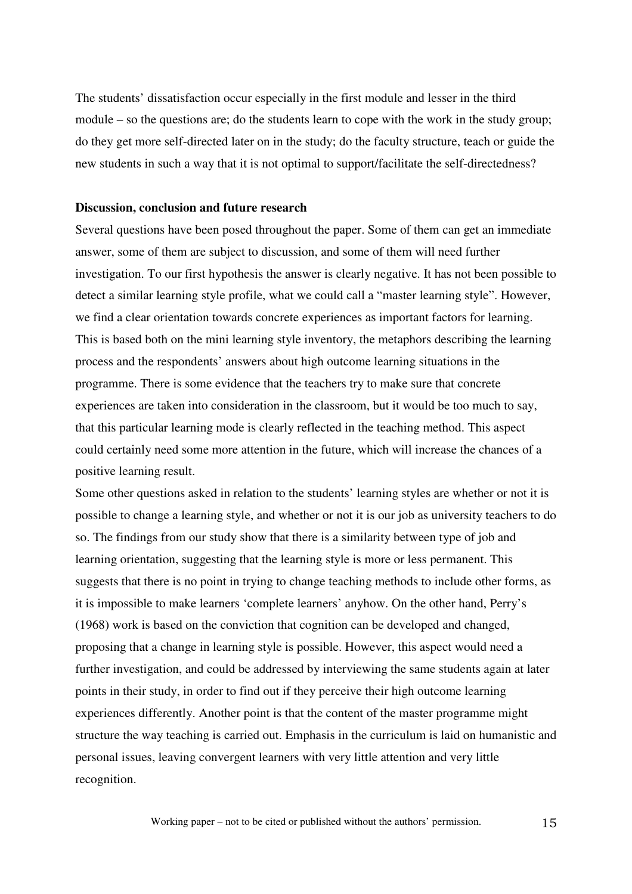The students' dissatisfaction occur especially in the first module and lesser in the third module – so the questions are; do the students learn to cope with the work in the study group; do they get more self-directed later on in the study; do the faculty structure, teach or guide the new students in such a way that it is not optimal to support/facilitate the self-directedness?

**Discussion, conclusion and future research**

Several questions have been posed throughout the paper. Some of them can get an immediate answer, some of them are subject to discussion, and some of them will need further investigation. To our first hypothesis the answer is clearly negative. It has not been possible to detect a similar learning style profile, what we could call a "master learning style". However, we find a clear orientation towards concrete experiences as important factors for learning. This is based both on the mini learning style inventory, the metaphors describing the learning process and the respondents' answers about high outcome learning situations in the programme. There is some evidence that the teachers try to make sure that concrete experiences are taken into consideration in the classroom, but it would be too much to say, that this particular learning mode is clearly reflected in the teaching method. This aspect could certainly need some more attention in the future, which will increase the chances of a positive learning result.

Some other questions asked in relation to the students' learning styles are whether or not it is possible to change a learning style, and whether or not it is our job as university teachers to do so. The findings from our study show that there is a similarity between type of job and learning orientation, suggesting that the learning style is more or less permanent. This suggests that there is no point in trying to change teaching methods to include other forms, as it is impossible to make learners 'complete learners' anyhow. On the other hand, Perry's (1968) work is based on the conviction that cognition can be developed and changed, proposing that a change in learning style is possible. However, this aspect would need a further investigation, and could be addressed by interviewing the same students again at later points in their study, in order to find out if they perceive their high outcome learning experiences differently. Another point is that the content of the master programme might structure the way teaching is carried out. Emphasis in the curriculum is laid on humanistic and personal issues, leaving convergent learners with very little attention and very little recognition.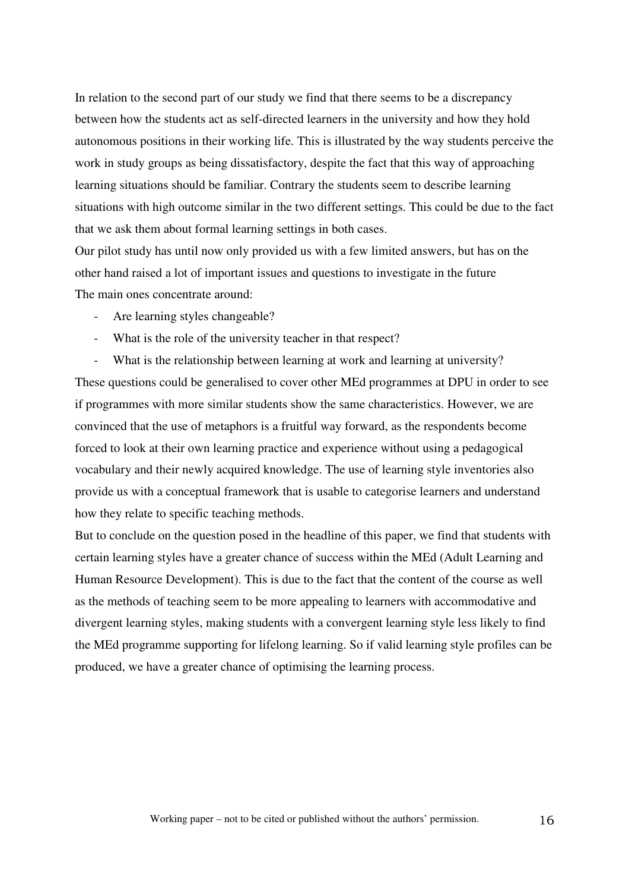In relation to the second part of our study we find that there seems to be a discrepancy between how the students act as self-directed learners in the university and how they hold autonomous positions in their working life. This is illustrated by the way students perceive the work in study groups as being dissatisfactory, despite the fact that this way of approaching learning situations should be familiar. Contrary the students seem to describe learning situations with high outcome similar in the two different settings. This could be due to the fact that we ask them about formal learning settings in both cases.

Our pilot study has until now only provided us with a few limited answers, but has on the other hand raised a lot of important issues and questions to investigate in the future

The main ones concentrate around:

- Are learning styles changeable?
- What is the role of the university teacher in that respect?
- What is the relationship between learning at work and learning at university?

These questions could be generalised to cover other MEd programmes at DPU in order to see if programmes with more similar students show the same characteristics. However, we are convinced that the use of metaphors is a fruitful way forward, as the respondents become forced to look at their own learning practice and experience without using a pedagogical vocabulary and their newly acquired knowledge. The use of learning style inventories also provide us with a conceptual framework that is usable to categorise learners and understand how they relate to specific teaching methods.

But to conclude on the question posed in the headline of this paper, we find that students with certain learning styles have a greater chance of success within the MEd (Adult Learning and Human Resource Development). This is due to the fact that the content of the course as well as the methods of teaching seem to be more appealing to learners with accommodative and divergent learning styles, making students with a convergent learning style less likely to find the MEd programme supporting for lifelong learning. So if valid learning style profiles can be produced, we have a greater chance of optimising the learning process.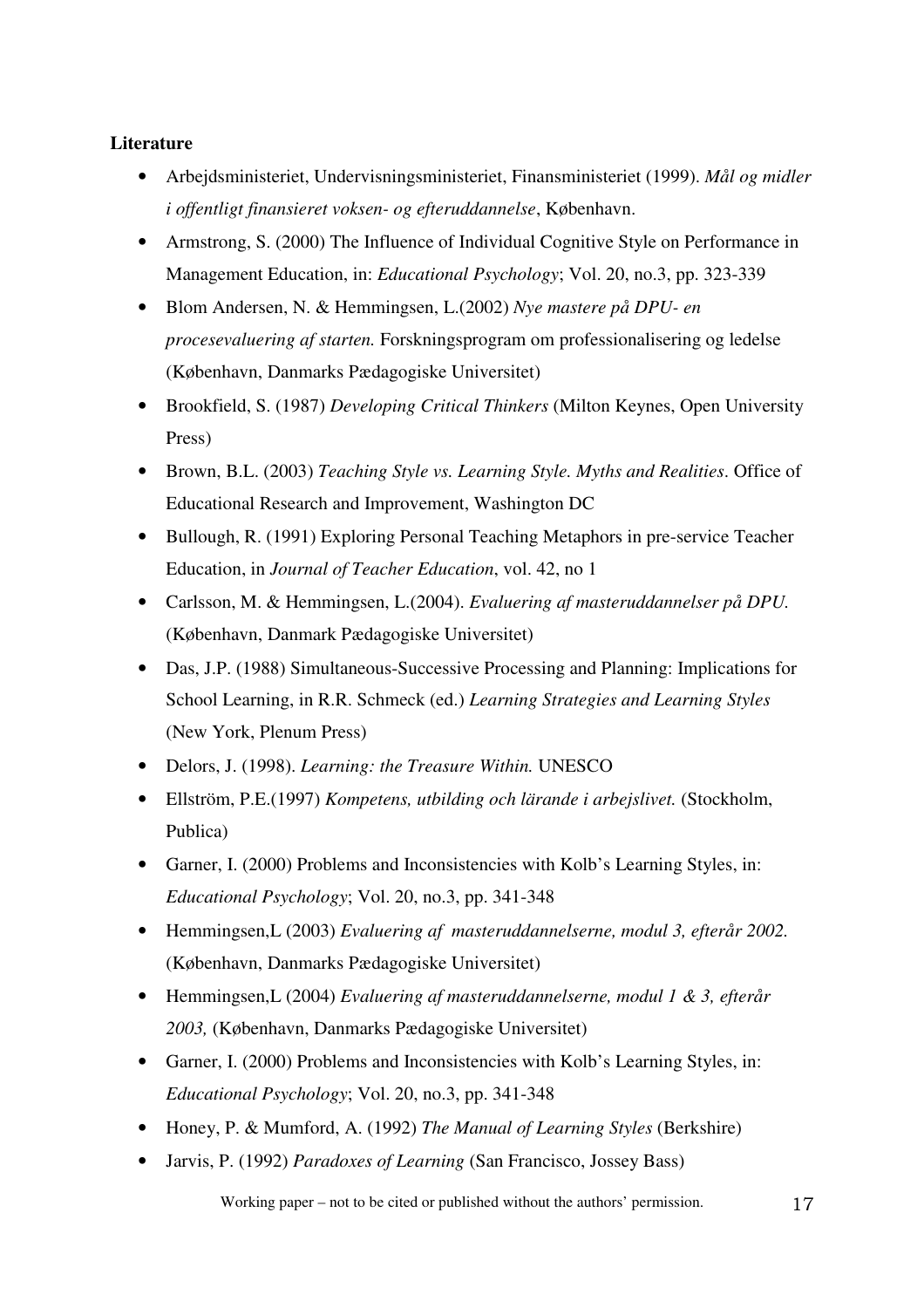**Literature**

- Arbejdsministeriet, Undervisningsministeriet, Finansministeriet (1999). *Mål og midler i offentligt finansieret voksen- og efteruddannelse*, København.
- Armstrong, S. (2000) The Influence of Individual Cognitive Style on Performance in Management Education, in: *Educational Psychology*; Vol. 20, no.3, pp. 323-339
- Blom Andersen, N. & Hemmingsen, L.(2002) *Nye mastere på DPU- en procesevaluering af starten.* Forskningsprogram om professionalisering og ledelse (København, Danmarks Pædagogiske Universitet)
- Brookfield, S. (1987) *Developing Critical Thinkers* (Milton Keynes, Open University Press)
- Brown, B.L. (2003) *Teaching Style vs. Learning Style. Myths and Realities*. Office of Educational Research and Improvement, Washington DC
- Bullough, R. (1991) Exploring Personal Teaching Metaphors in pre-service Teacher Education, in *Journal of Teacher Education*, vol. 42, no 1
- Carlsson, M. & Hemmingsen, L.(2004). *Evaluering af masteruddannelser på DPU.* (København, Danmark Pædagogiske Universitet)
- Das, J.P. (1988) Simultaneous-Successive Processing and Planning: Implications for School Learning, in R.R. Schmeck (ed.) *Learning Strategies and Learning Styles* (New York, Plenum Press)
- Delors, J. (1998). *Learning: the Treasure Within.* UNESCO
- Ellström, P.E.(1997) *Kompetens, utbilding och lärande i arbejslivet.* (Stockholm, Publica)
- Garner, I. (2000) Problems and Inconsistencies with Kolb's Learning Styles, in: *Educational Psychology*; Vol. 20, no.3, pp. 341-348
- Hemmingsen,L (2003) *Evaluering af masteruddannelserne, modul 3, efterår 2002.* (København, Danmarks Pædagogiske Universitet)
- Hemmingsen,L (2004) *Evaluering af masteruddannelserne, modul 1 & 3, efterår 2003,* (København, Danmarks Pædagogiske Universitet)
- Garner, I. (2000) Problems and Inconsistencies with Kolb's Learning Styles, in: *Educational Psychology*; Vol. 20, no.3, pp. 341-348
- Honey, P. & Mumford, A. (1992) *The Manual of Learning Styles* (Berkshire)
- Jarvis, P. (1992) *Paradoxes of Learning* (San Francisco, Jossey Bass)

Working paper – not to be cited or published without the authors' permission.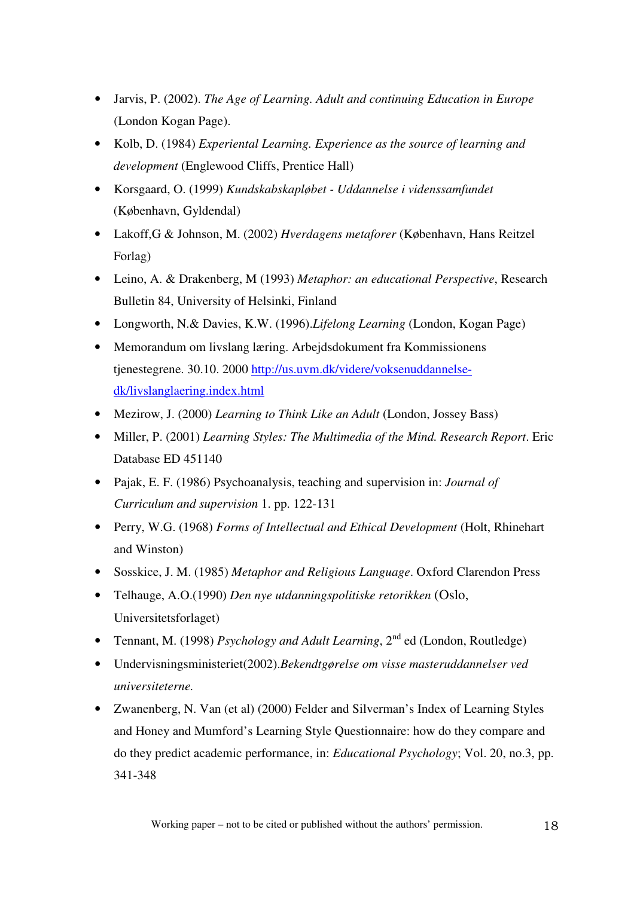- Jarvis, P. (2002). *The Age of Learning. Adult and continuing Education in Europe* (London Kogan Page).
- Kolb, D. (1984) *Experiental Learning. Experience as the source of learning and development* (Englewood Cliffs, Prentice Hall)
- Korsgaard, O. (1999) *Kundskabskapløbet - Uddannelse i videnssamfundet* (København, Gyldendal)
- Lakoff,G & Johnson, M. (2002) *Hverdagens metaforer* (København, Hans Reitzel Forlag)
- Leino, A. & Drakenberg, M (1993) *Metaphor: an educational Perspective*, Research Bulletin 84, University of Helsinki, Finland
- Longworth, N.& Davies, K.W. (1996).*Lifelong Learning* (London, Kogan Page)
- Memorandum om livslang læring. Arbejdsdokument fra Kommissionens tjenestegrene. 30.10. 2000 http://us.uvm.dk/videre/voksenuddannelse-dk/livslanglaering.index.html
- Mezirow, J. (2000) *Learning to Think Like an Adult* (London, Jossey Bass)
- Miller, P. (2001) *Learning Styles: The Multimedia of the Mind. Research Report*. Eric Database ED 451140
- Pajak, E. F. (1986) Psychoanalysis, teaching and supervision in: *Journal of Curriculum and supervision* 1. pp. 122-131
- Perry, W.G. (1968) *Forms of Intellectual and Ethical Development* (Holt, Rhinehart and Winston)
- Sosskice, J. M. (1985) *Metaphor and Religious Language*. Oxford Clarendon Press
- Telhauge, A.O.(1990) *Den nye utdanningspolitiske retorikken* (Oslo, Universitetsforlaget)
- Tennant, M. (1998) *Psychology and Adult Learning*, 2nd ed (London, Routledge)
- Undervisningsministeriet(2002).*Bekendtgørelse om visse masteruddannelser ved universiteterne.*
- Zwanenberg, N. Van (et al) (2000) Felder and Silverman's Index of Learning Styles and Honey and Mumford's Learning Style Questionnaire: how do they compare and do they predict academic performance, in: *Educational Psychology*; Vol. 20, no.3, pp. 341-348

Working paper – not to be cited or published without the authors' permission.